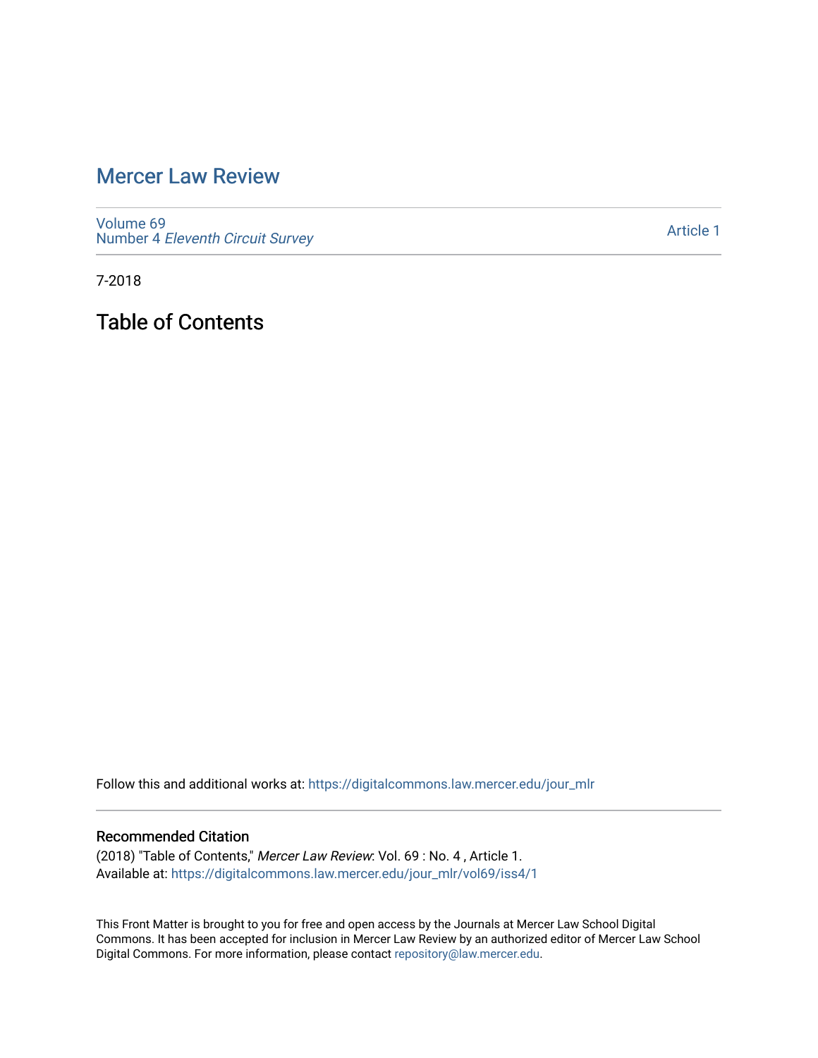# Mercer Law Review

Volume 69
Number 4 *Eleventh Circuit Survey*

Article 1

7-2018

## Table of Contents

Follow this and additional works at: https://digitalcommons.law.mercer.edu/jour_mlr

### Recommended Citation

(2018) "Table of Contents," *Mercer Law Review*: Vol. 69 : No. 4 , Article 1.
Available at: https://digitalcommons.law.mercer.edu/jour_mlr/vol69/iss4/1

This Front Matter is brought to you for free and open access by the Journals at Mercer Law School Digital Commons. It has been accepted for inclusion in Mercer Law Review by an authorized editor of Mercer Law School Digital Commons. For more information, please contact repository@law.mercer.edu.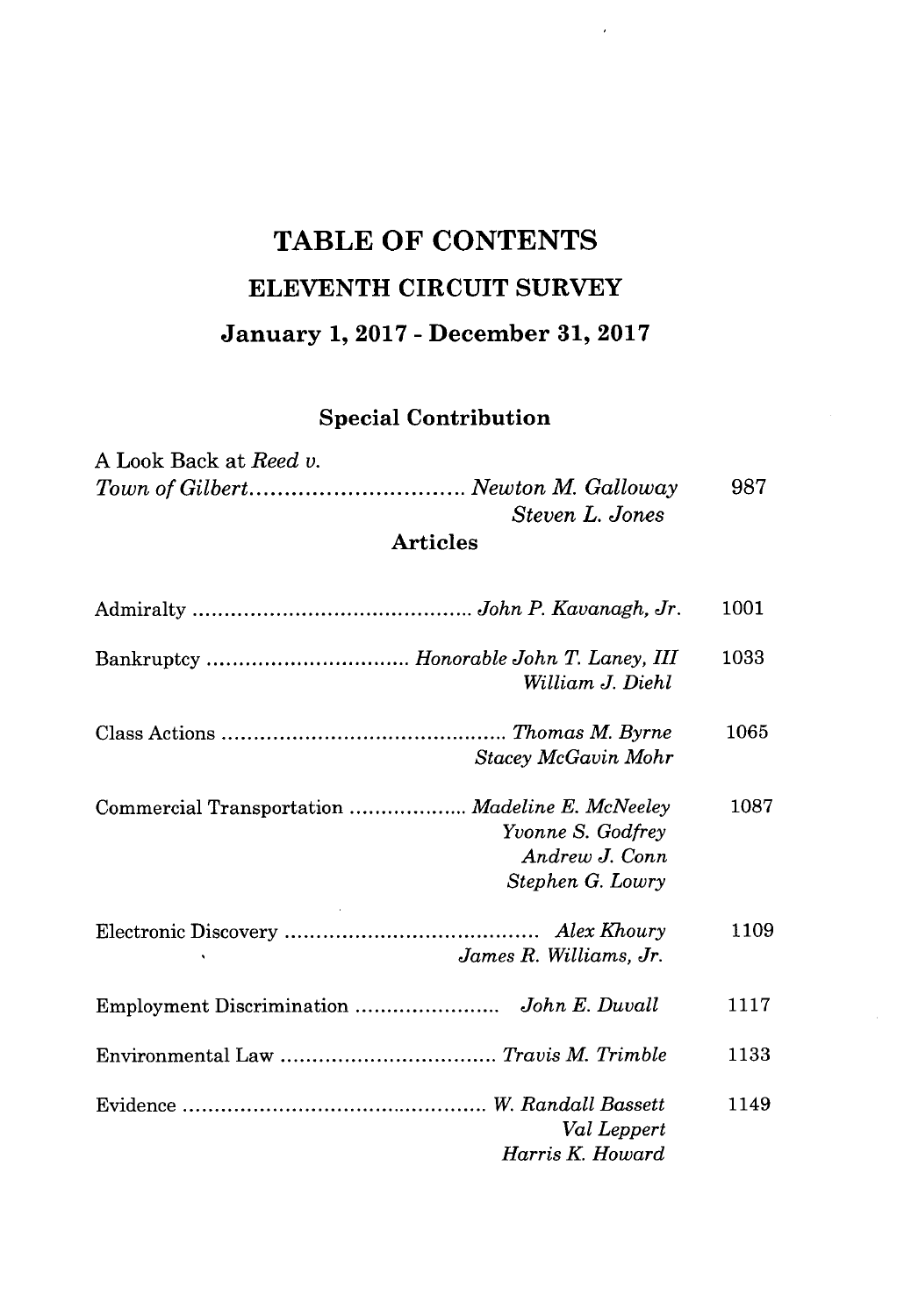# TABLE OF CONTENTS

## ELEVENTH CIRCUIT SURVEY

### January 1, 2017 - December 31, 2017

### Special Contribution

A Look Back at *Reed v. Town of Gilbert*................................ *Newton M. Galloway* 987
*Steven L. Jones*

### Articles

Admiralty ............................................ *John P. Kavanagh, Jr.* 1001

Bankruptcy ................................ *Honorable John T. Laney, III* 1033
*William J. Diehl*

Class Actions ............................................. *Thomas M. Byrne* 1065
*Stacey McGavin Mohr*

Commercial Transportation .................. *Madeline E. McNeeley* 1087
*Yvonne S. Godfrey*
*Andrew J. Conn*
*Stephen G. Lowry*

Electronic Discovery ........................................ *Alex Khoury* 1109
*James R. Williams, Jr.*

Employment Discrimination ....................... *John E. Duvall* 1117

Environmental Law .................................. *Travis M. Trimble* 1133

Evidence ................................................ *W. Randall Bassett* 1149
*Val Leppert*
*Harris K. Howard*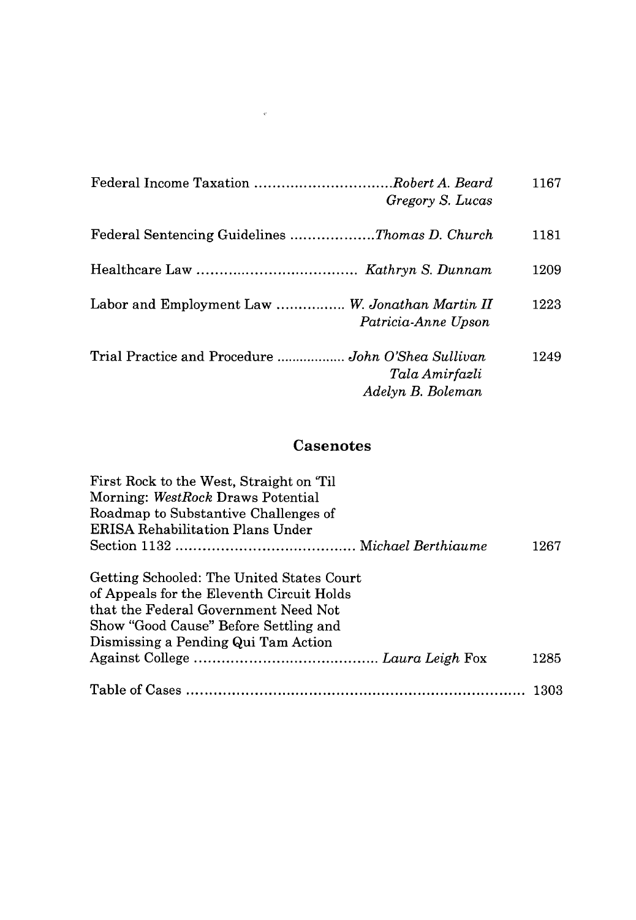Federal Income Taxation ............................... *Robert A. Beard* *Gregory S. Lucas* 1167

Federal Sentencing Guidelines ................... *Thomas D. Church* 1181

Healthcare Law .................................... *Kathryn S. Dunnam* 1209

Labor and Employment Law ................ *W. Jonathan Martin II* *Patricia-Anne Upson* 1223

Trial Practice and Procedure .................. *John O'Shea Sullivan* *Tala Amirfazli* *Adelyn B. Boleman* 1249

## Casenotes

First Rock to the West, Straight on 'Til Morning: *WestRock* Draws Potential Roadmap to Substantive Challenges of ERISA Rehabilitation Plans Under Section 1132 ........................................ *Michael Berthiaume* 1267

Getting Schooled: The United States Court of Appeals for the Eleventh Circuit Holds that the Federal Government Need Not Show "Good Cause" Before Settling and Dismissing a Pending Qui Tam Action Against College ......................................... *Laura Leigh* Fox 1285

Table of Cases ........................................................................ 1303